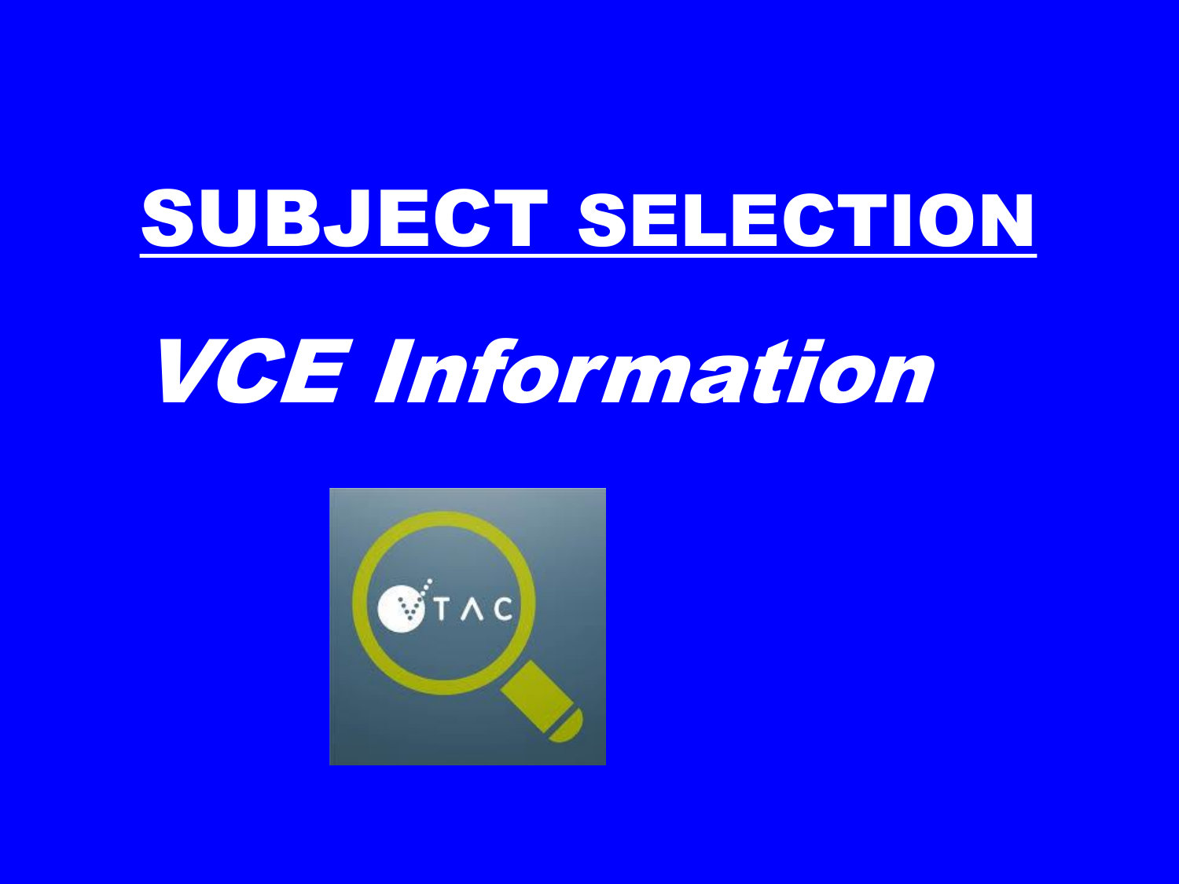# SUBJECT SELECTION

## *VCE Information*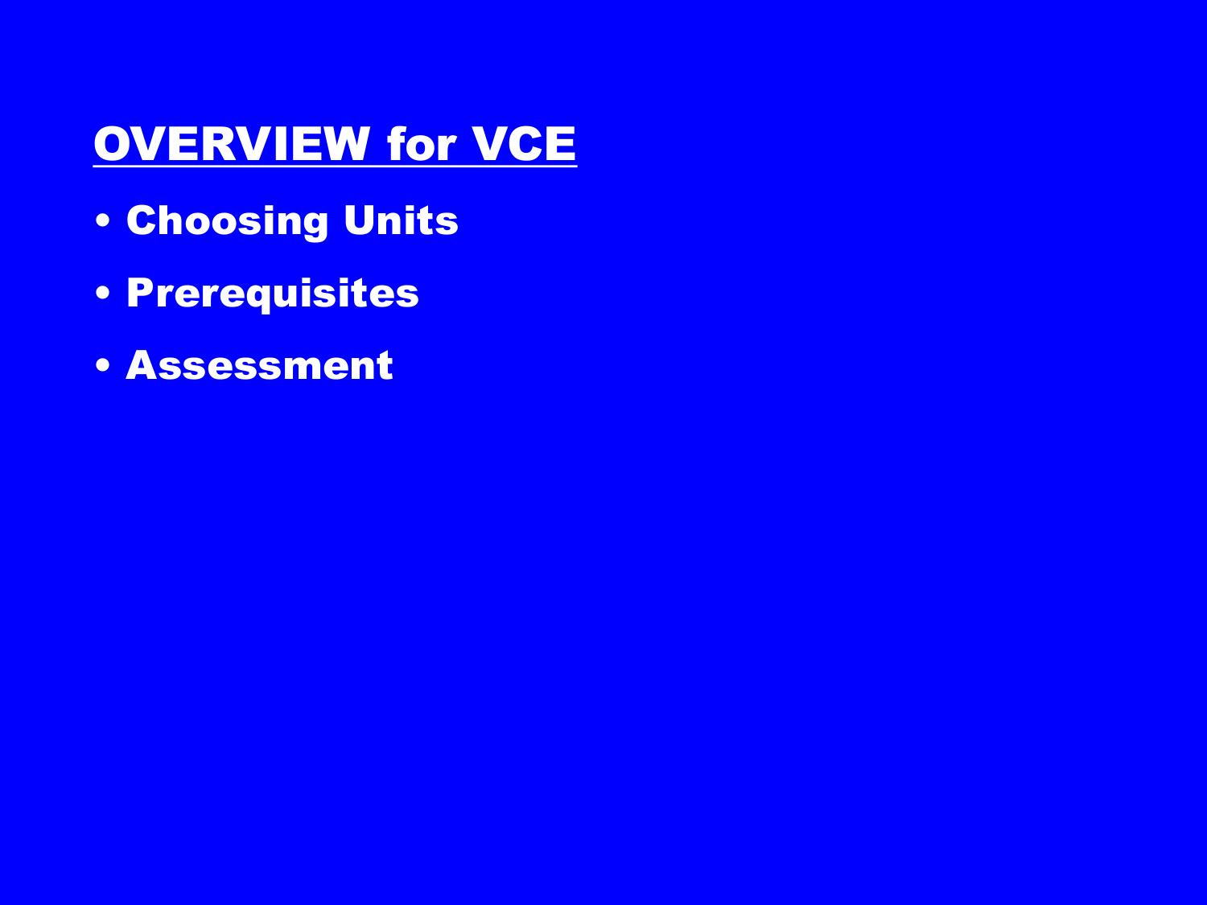# OVERVIEW for VCE

- **Choosing Units**
- **Prerequisites**
- **Assessment**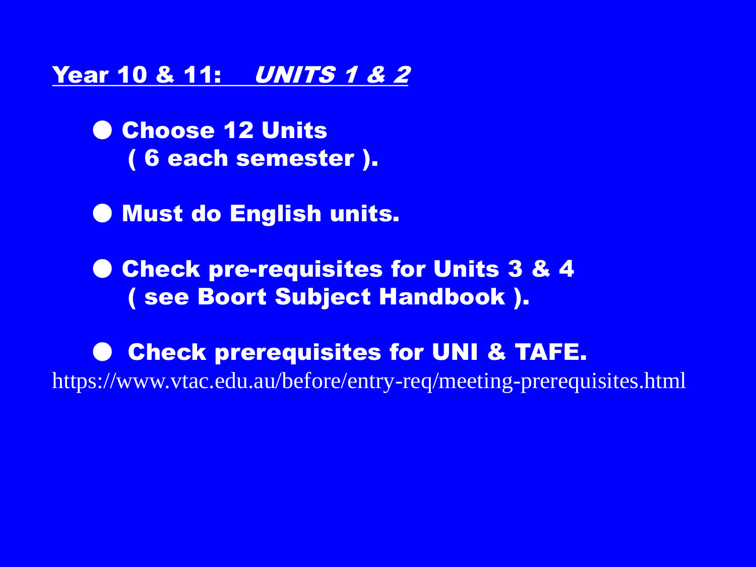## Year 10 & 11: *UNITS 1 & 2*

- **Choose 12 Units ( 6 each semester ).**
- **Must do English units.**
- **Check pre-requisites for Units 3 & 4 ( see Boort Subject Handbook ).**
- **Check prerequisites for UNI & TAFE.**

https://www.vtac.edu.au/before/entry-req/meeting-prerequisites.html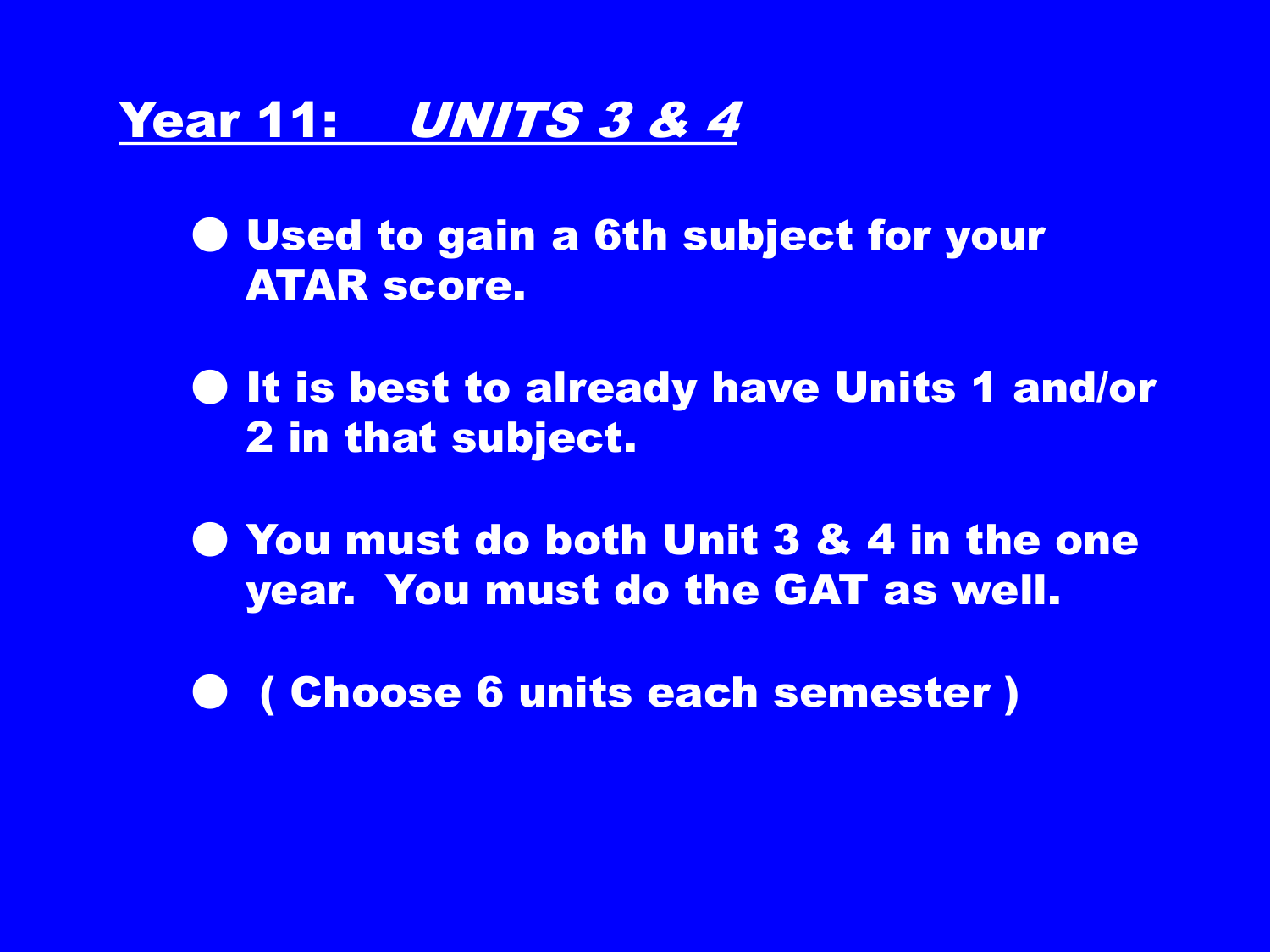## Year 11: *UNITS 3 & 4*

- Used to gain a 6th subject for your ATAR score.
- It is best to already have Units 1 and/or 2 in that subject.
- You must do both Unit 3 & 4 in the one year. You must do the GAT as well.
- ( Choose 6 units each semester )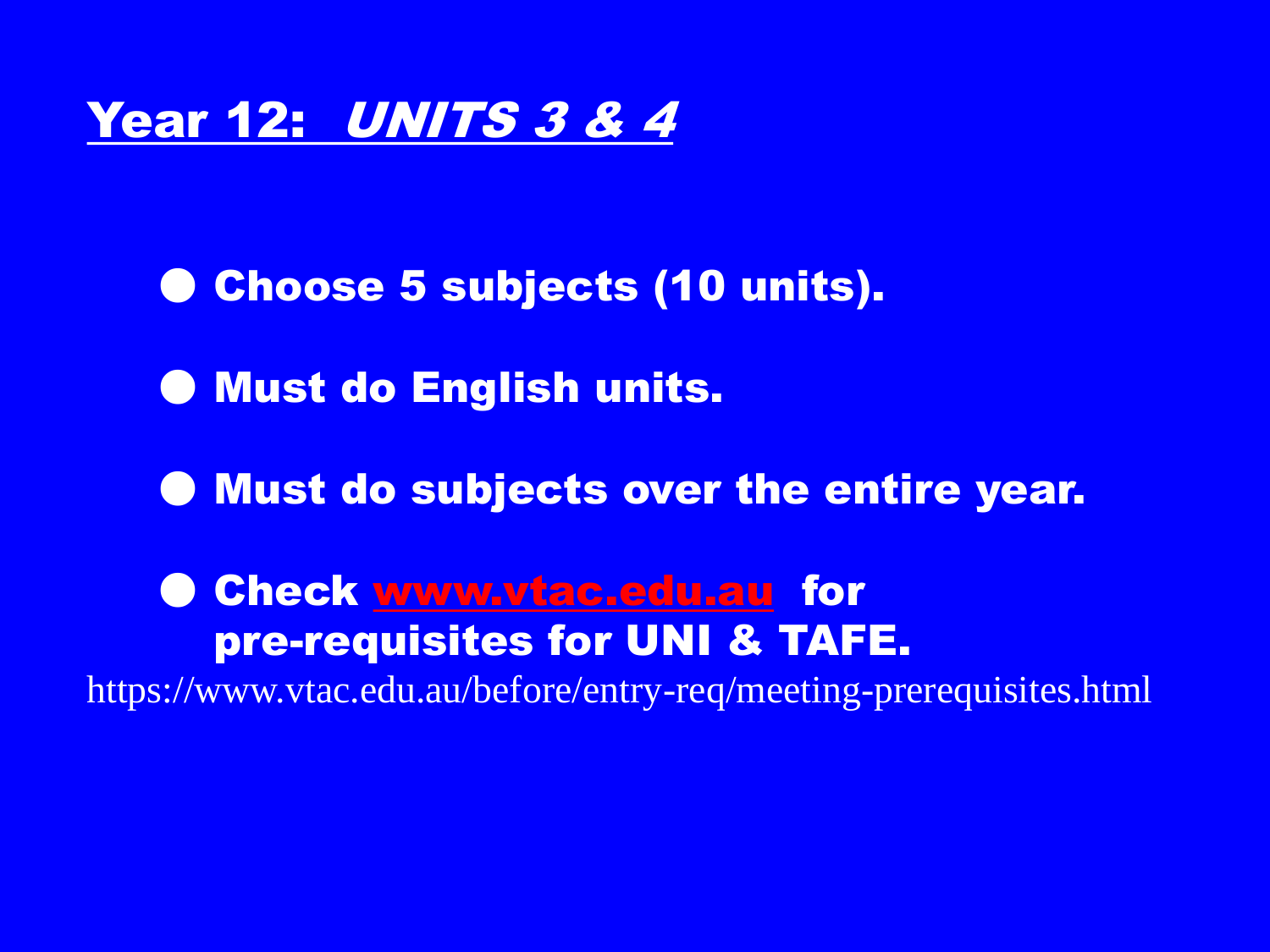## Year 12: *UNITS 3 & 4*

- Choose 5 subjects (10 units).
- Must do English units.
- Must do subjects over the entire year.
- Check www.vtac.edu.au for pre-requisites for UNI & TAFE.

https://www.vtac.edu.au/before/entry-req/meeting-prerequisites.html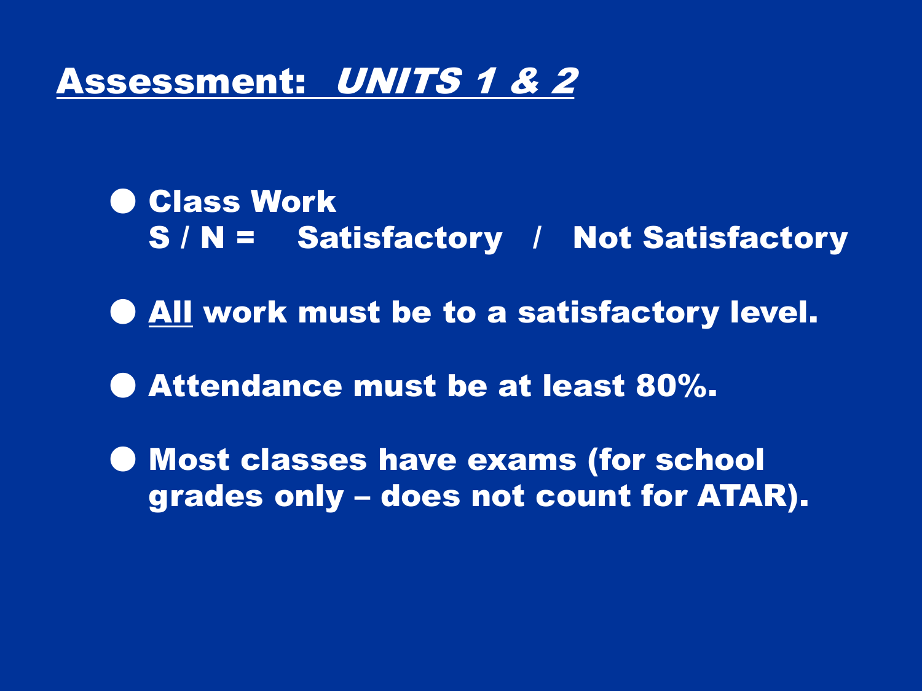## Assessment: *UNITS 1 & 2*

- **Class Work**
  **S / N = Satisfactory / Not Satisfactory**
- **All work must be to a satisfactory level.**
- **Attendance must be at least 80%.**
- **Most classes have exams (for school grades only – does not count for ATAR).**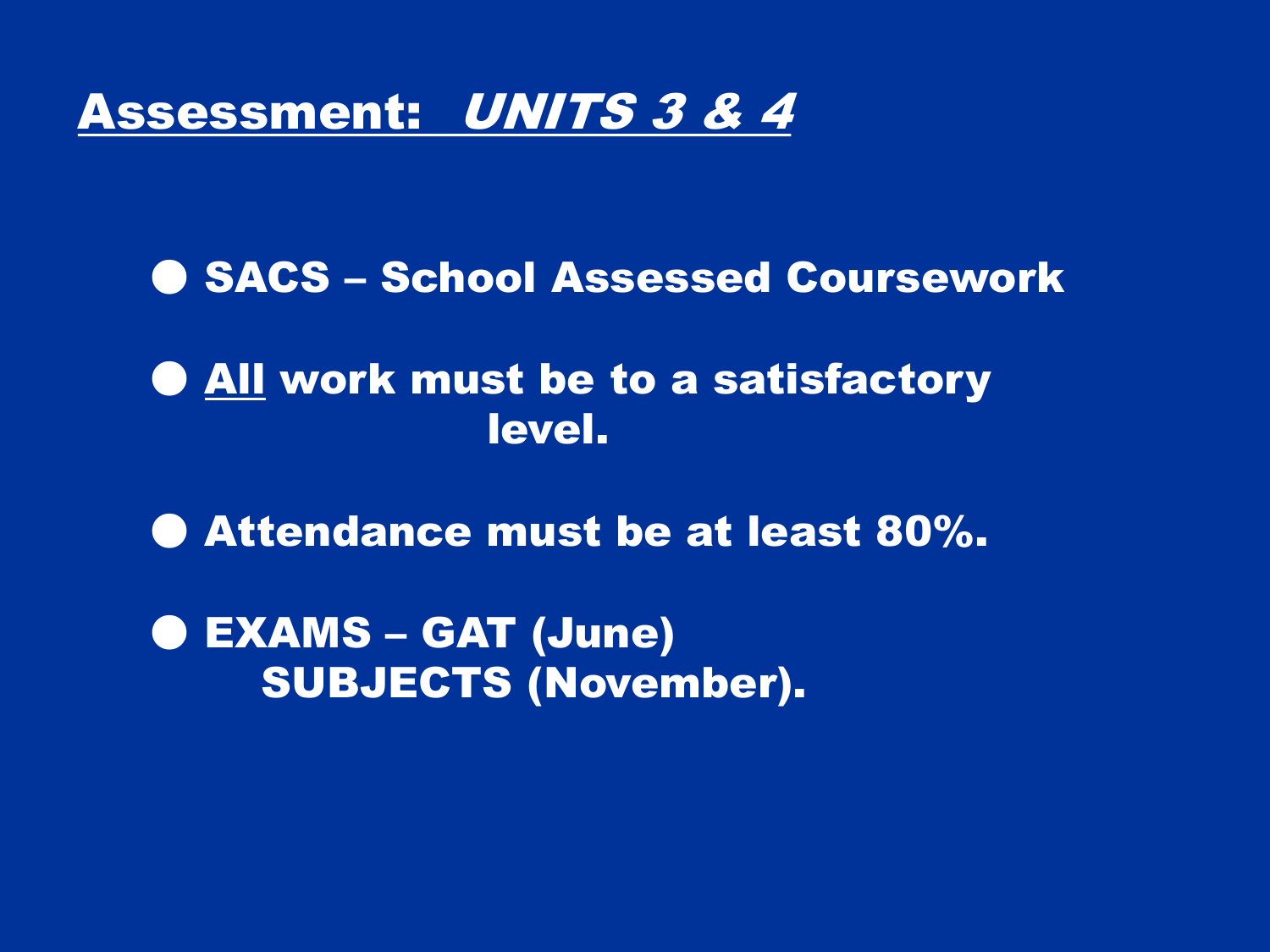# Assessment: *UNITS 3 & 4*

- SACS – School Assessed Coursework
- All work must be to a satisfactory level.
- Attendance must be at least 80%.
- EXAMS – GAT (June)
  SUBJECTS (November).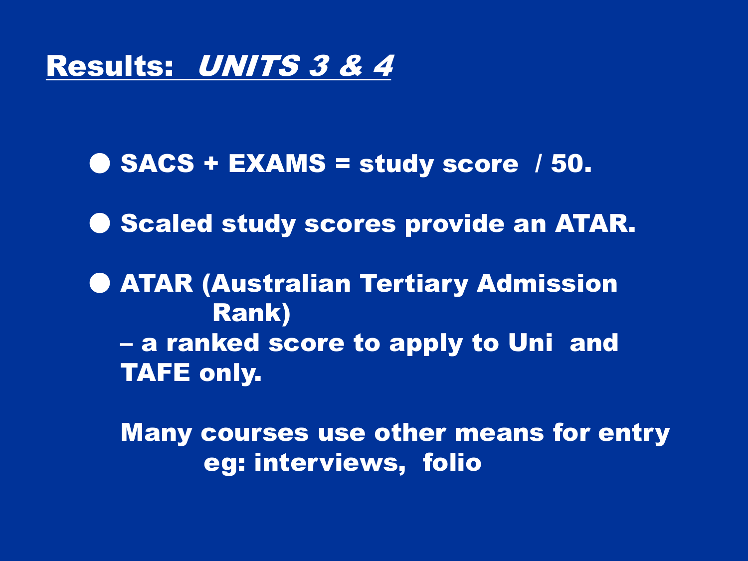## Results: *UNITS 3 & 4*

- **SACS + EXAMS = study score / 50.**
- **Scaled study scores provide an ATAR.**
- **ATAR (Australian Tertiary Admission Rank)**
  **– a ranked score to apply to Uni and TAFE only.**

  **Many courses use other means for entry eg: interviews, folio**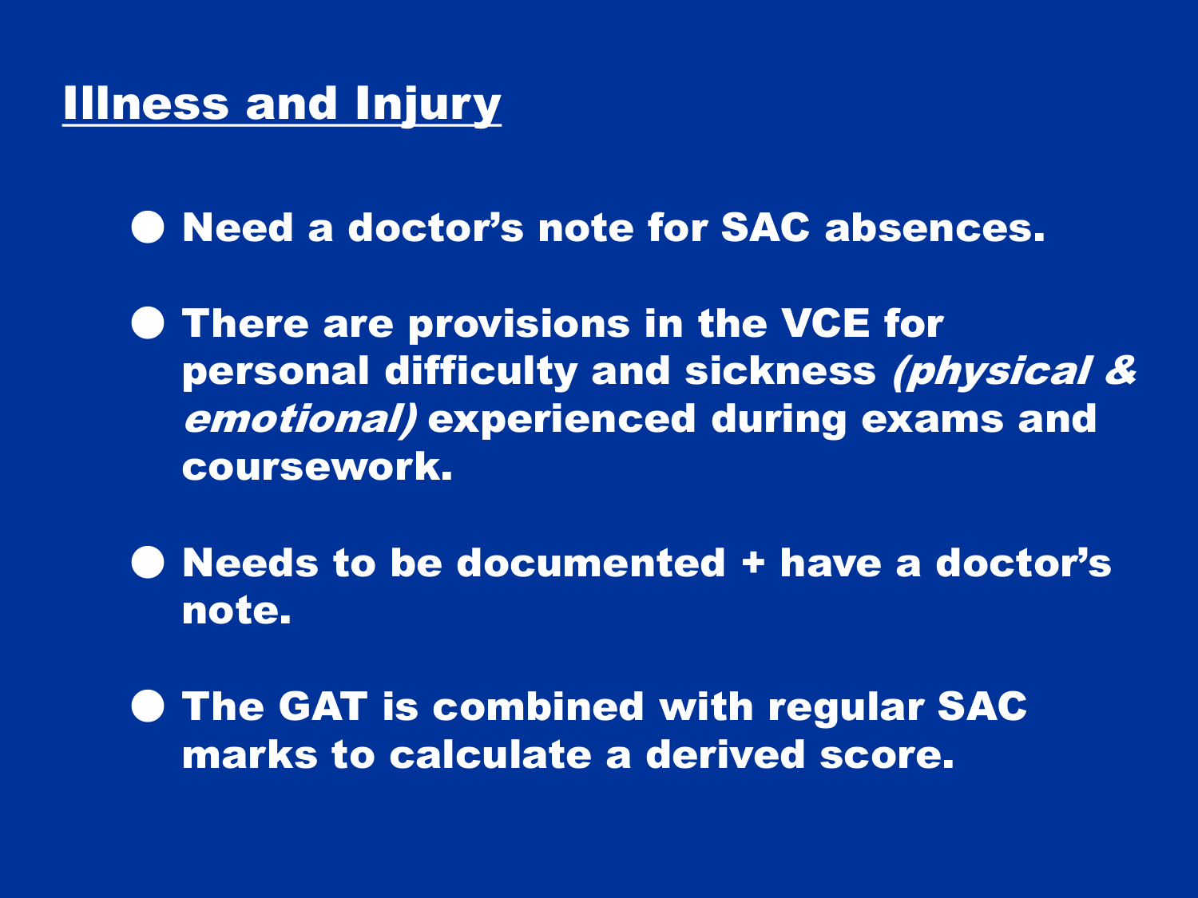# Illness and Injury

- **Need a doctor's note for SAC absences.**
- **There are provisions in the VCE for personal difficulty and sickness *(physical & emotional)* experienced during exams and coursework.**
- **Needs to be documented + have a doctor's note.**
- **The GAT is combined with regular SAC marks to calculate a derived score.**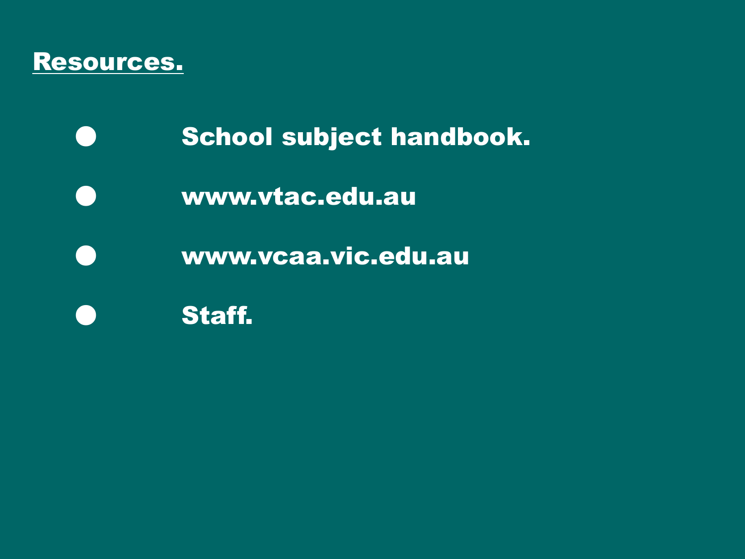# Resources.

- School subject handbook.
- www.vtac.edu.au
- www.vcaa.vic.edu.au
- Staff.